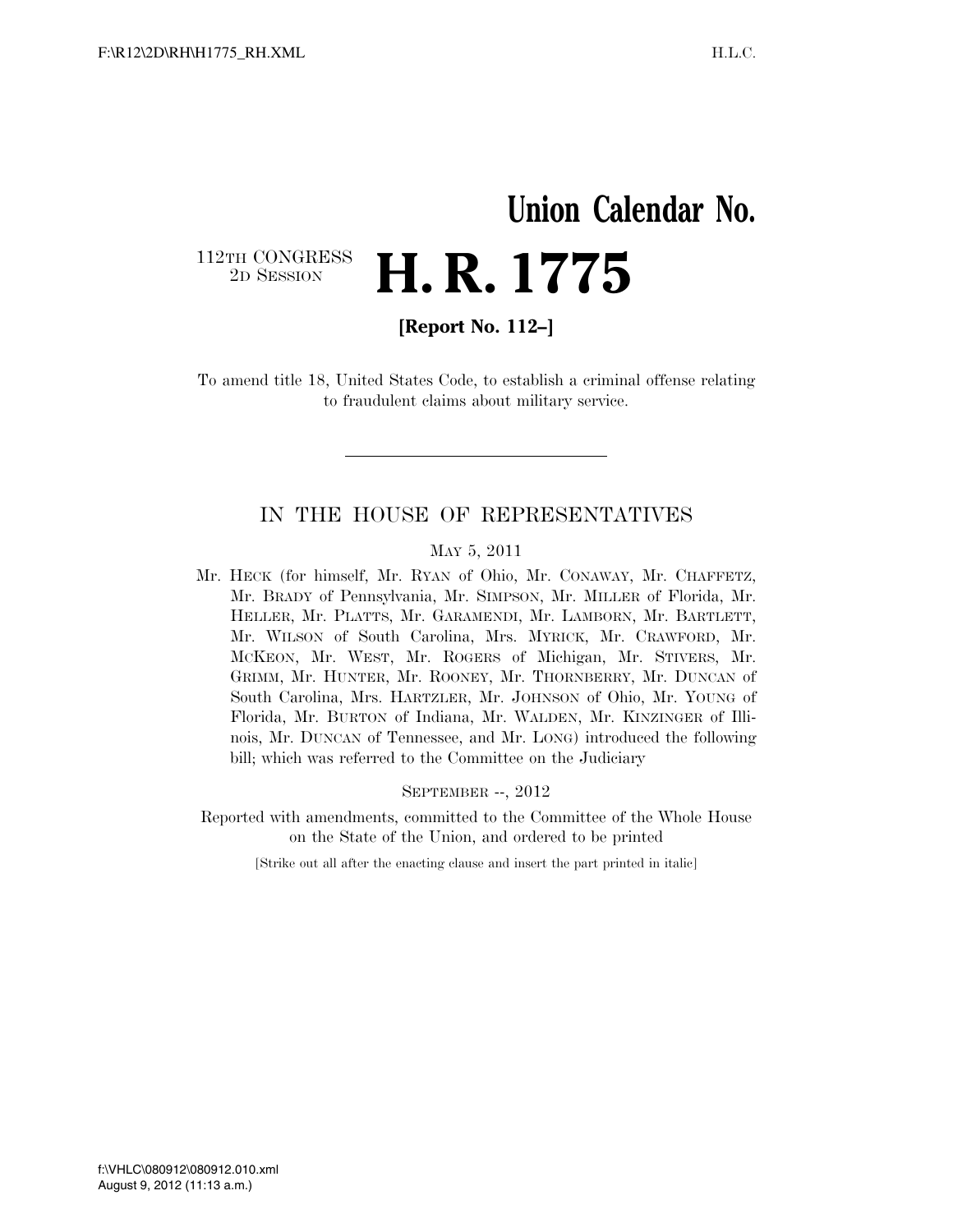# Union Calendar No.

112TH CONGRESS
2D SESSION

# H. R. 1775

**[Report No. 112–]**

To amend title 18, United States Code, to establish a criminal offense relating to fraudulent claims about military service.

---

## IN THE HOUSE OF REPRESENTATIVES

MAY 5, 2011

Mr. HECK (for himself, Mr. RYAN of Ohio, Mr. CONAWAY, Mr. CHAFFETZ, Mr. BRADY of Pennsylvania, Mr. SIMPSON, Mr. MILLER of Florida, Mr. HELLER, Mr. PLATTS, Mr. GARAMENDI, Mr. LAMBORN, Mr. BARTLETT, Mr. WILSON of South Carolina, Mrs. MYRICK, Mr. CRAWFORD, Mr. MCKEON, Mr. WEST, Mr. ROGERS of Michigan, Mr. STIVERS, Mr. GRIMM, Mr. HUNTER, Mr. ROONEY, Mr. THORNBERRY, Mr. DUNCAN of South Carolina, Mrs. HARTZLER, Mr. JOHNSON of Ohio, Mr. YOUNG of Florida, Mr. BURTON of Indiana, Mr. WALDEN, Mr. KINZINGER of Illinois, Mr. DUNCAN of Tennessee, and Mr. LONG) introduced the following bill; which was referred to the Committee on the Judiciary

SEPTEMBER --, 2012

Reported with amendments, committed to the Committee of the Whole House on the State of the Union, and ordered to be printed

[Strike out all after the enacting clause and insert the part printed in italic]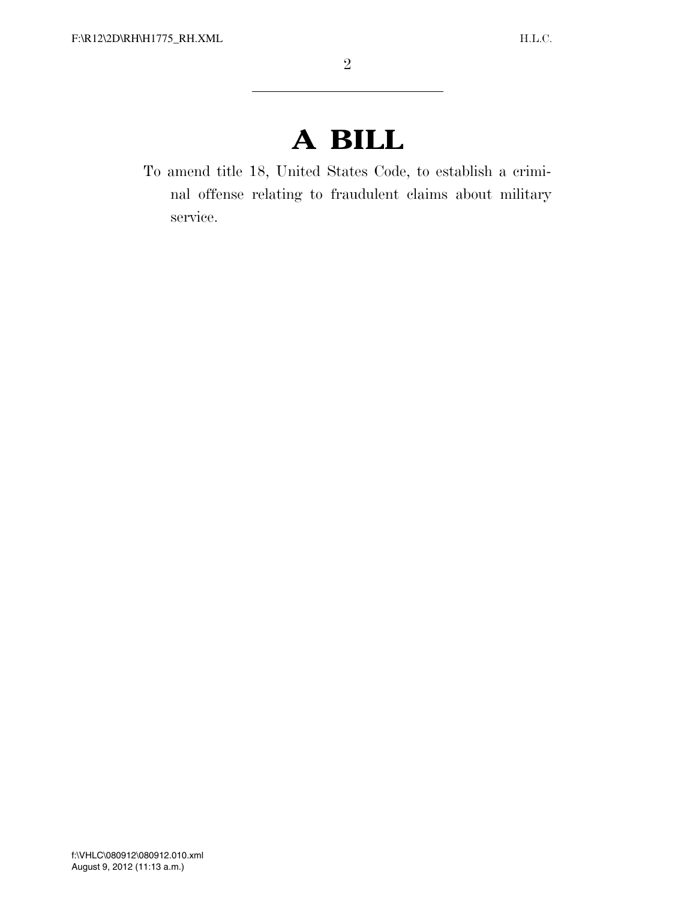# A BILL

To amend title 18, United States Code, to establish a criminal offense relating to fraudulent claims about military service.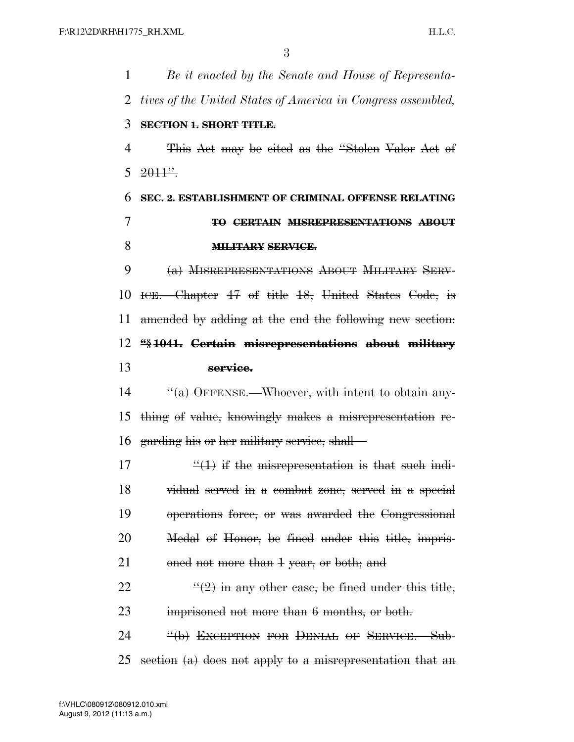*Be it enacted by the Senate and House of Representatives of the United States of America in Congress assembled,*

~~**SECTION 1. SHORT TITLE.**~~

~~This Act may be cited as the "Stolen Valor Act of 2011".~~

~~**SEC. 2. ESTABLISHMENT OF CRIMINAL OFFENSE RELATING TO CERTAIN MISREPRESENTATIONS ABOUT MILITARY SERVICE.**~~

~~(a) MISREPRESENTATIONS ABOUT MILITARY SERVICE.—Chapter 47 of title 18, United States Code, is amended by adding at the end the following new section:~~

~~**"§ 1041. Certain misrepresentations about military service.**~~

~~"(a) OFFENSE.—Whoever, with intent to obtain anything of value, knowingly makes a misrepresentation regarding his or her military service, shall—~~

~~"(1) if the misrepresentation is that such individual served in a combat zone, served in a special operations force, or was awarded the Congressional Medal of Honor, be fined under this title, imprisoned not more than 1 year, or both; and~~

~~"(2) in any other case, be fined under this title, imprisoned not more than 6 months, or both.~~

~~"(b) EXCEPTION FOR DENIAL OF SERVICE.—Subsection (a) does not apply to a misrepresentation that an~~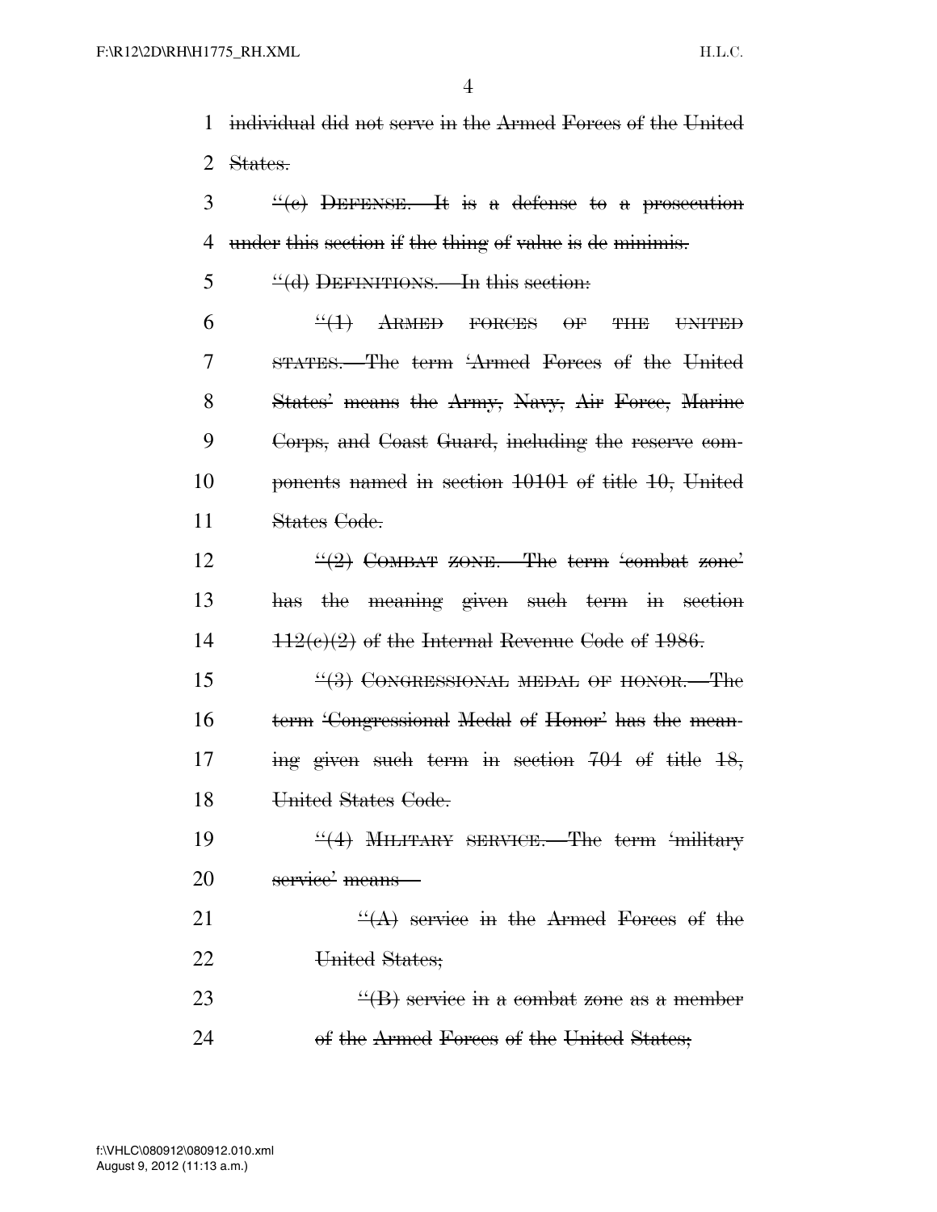individual did not serve in the Armed Forces of the United States.

"(c) DEFENSE.—It is a defense to a prosecution under this section if the thing of value is de minimis.

"(d) DEFINITIONS.—In this section:

"(1) ARMED FORCES OF THE UNITED STATES.—The term 'Armed Forces of the United States' means the Army, Navy, Air Force, Marine Corps, and Coast Guard, including the reserve components named in section 10101 of title 10, United States Code.

"(2) COMBAT ZONE.—The term 'combat zone' has the meaning given such term in section 112(c)(2) of the Internal Revenue Code of 1986.

"(3) CONGRESSIONAL MEDAL OF HONOR.—The term 'Congressional Medal of Honor' has the meaning given such term in section 704 of title 18, United States Code.

"(4) MILITARY SERVICE.—The term 'military service' means—

"(A) service in the Armed Forces of the United States;

"(B) service in a combat zone as a member of the Armed Forces of the United States;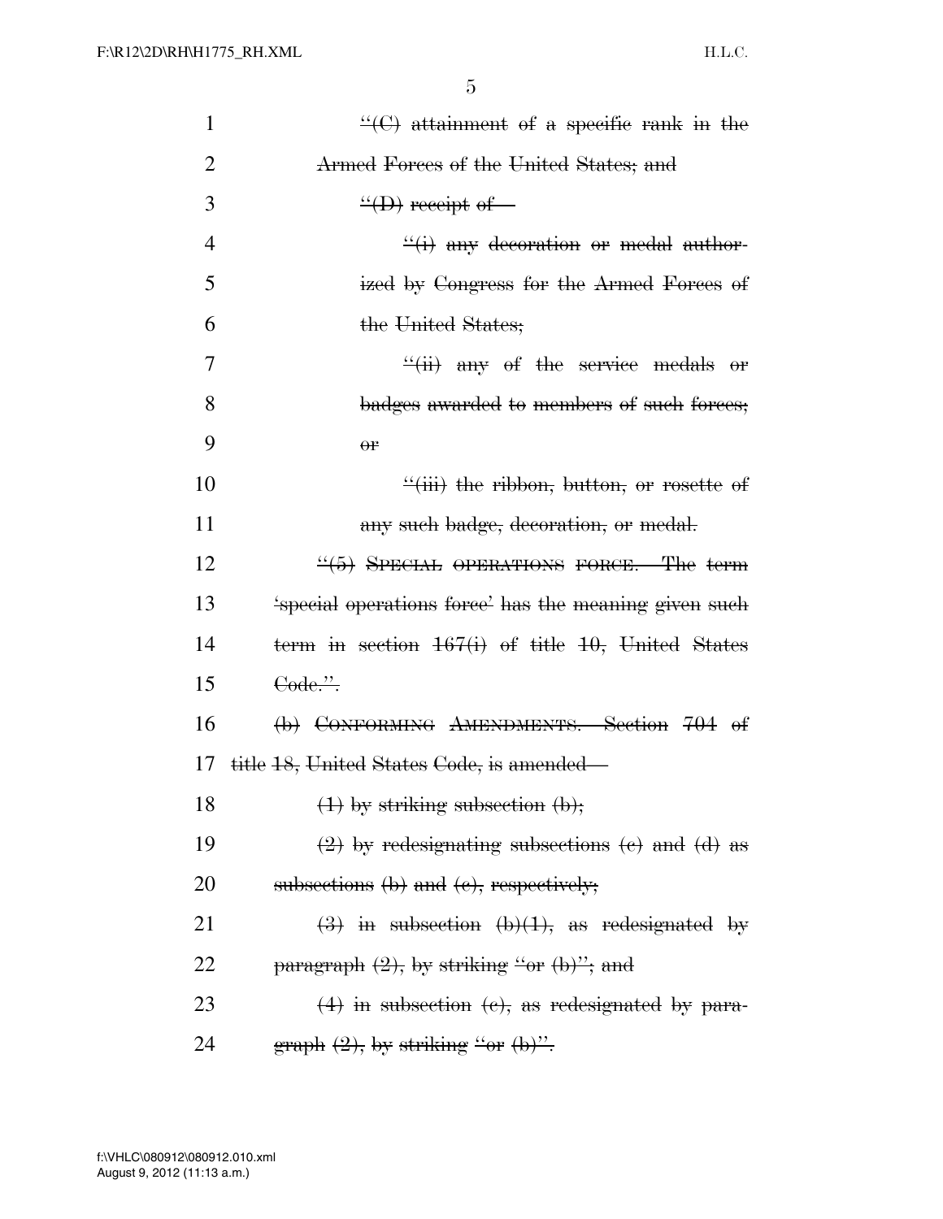"(C) attainment of a specific rank in the Armed Forces of the United States; and

"(D) receipt of—

"(i) any decoration or medal authorized by Congress for the Armed Forces of the United States;

"(ii) any of the service medals or badges awarded to members of such forces; or

"(iii) the ribbon, button, or rosette of any such badge, decoration, or medal.

"(5) SPECIAL OPERATIONS FORCE.—The term 'special operations force' has the meaning given such term in section 167(i) of title 10, United States Code.".

(b) CONFORMING AMENDMENTS.—Section 704 of title 18, United States Code, is amended—

(1) by striking subsection (b);

(2) by redesignating subsections (c) and (d) as subsections (b) and (c), respectively;

(3) in subsection (b)(1), as redesignated by paragraph (2), by striking "or (b)"; and

(4) in subsection (c), as redesignated by paragraph (2), by striking "or (b)".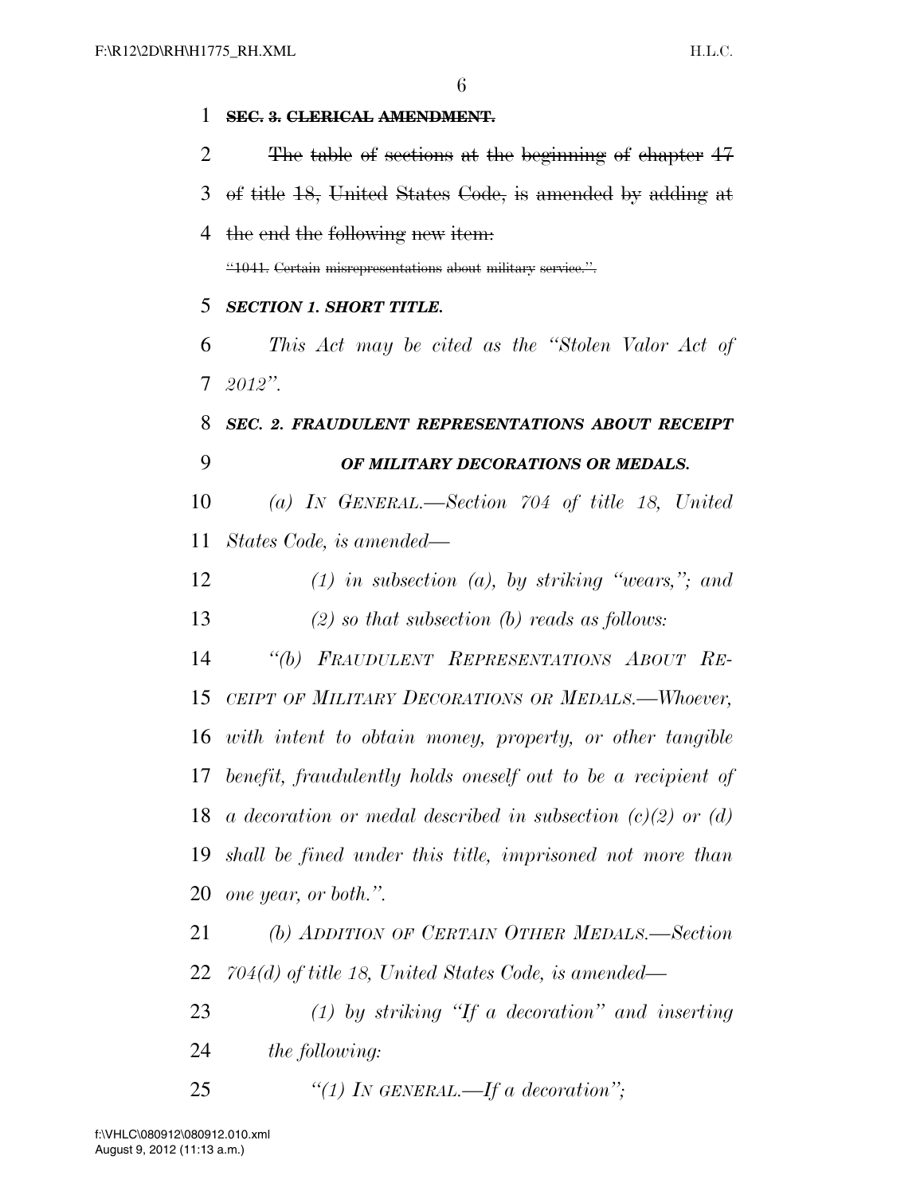~~**SEC. 3. CLERICAL AMENDMENT.**~~

~~The table of sections at the beginning of chapter 47 of title 18, United States Code, is amended by adding at the end the following new item:~~

~~"1041. Certain misrepresentations about military service.".~~

***SECTION 1. SHORT TITLE.***

*This Act may be cited as the "Stolen Valor Act of 2012".*

***SEC. 2. FRAUDULENT REPRESENTATIONS ABOUT RECEIPT OF MILITARY DECORATIONS OR MEDALS.***

*(a) IN GENERAL.—Section 704 of title 18, United States Code, is amended—*

*(1) in subsection (a), by striking "wears,"; and*

*(2) so that subsection (b) reads as follows:*

*"(b) FRAUDULENT REPRESENTATIONS ABOUT RECEIPT OF MILITARY DECORATIONS OR MEDALS.—Whoever, with intent to obtain money, property, or other tangible benefit, fraudulently holds oneself out to be a recipient of a decoration or medal described in subsection (c)(2) or (d) shall be fined under this title, imprisoned not more than one year, or both.".*

*(b) ADDITION OF CERTAIN OTHER MEDALS.—Section 704(d) of title 18, United States Code, is amended—*

*(1) by striking "If a decoration" and inserting the following:*

*"(1) IN GENERAL.—If a decoration";*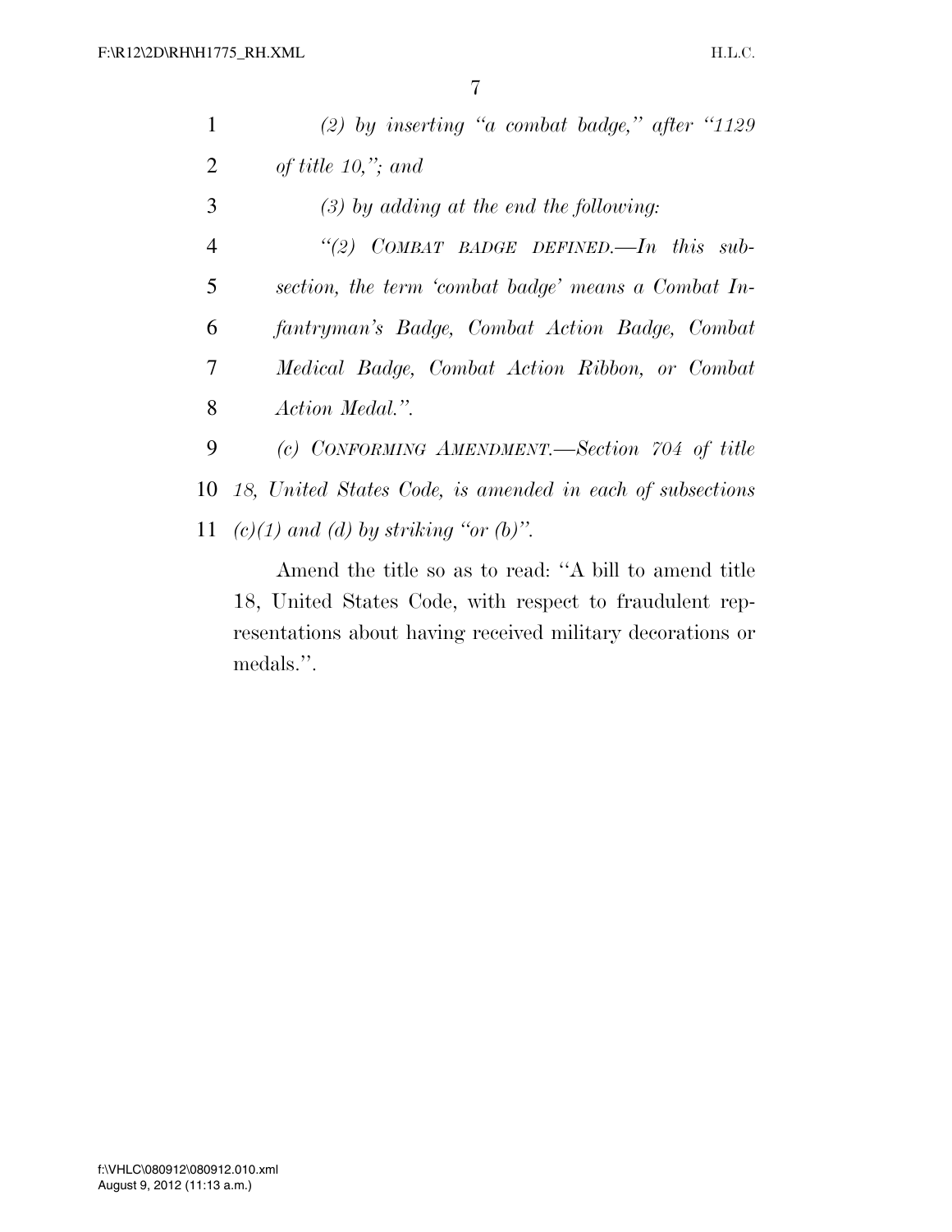*(2) by inserting "a combat badge," after "1129 of title 10,"; and*

*(3) by adding at the end the following:*

*"(2) COMBAT BADGE DEFINED.—In this subsection, the term 'combat badge' means a Combat Infantryman's Badge, Combat Action Badge, Combat Medical Badge, Combat Action Ribbon, or Combat Action Medal.".*

*(c) CONFORMING AMENDMENT.—Section 704 of title 18, United States Code, is amended in each of subsections (c)(1) and (d) by striking "or (b)".*

Amend the title so as to read: "A bill to amend title 18, United States Code, with respect to fraudulent representations about having received military decorations or medals.".